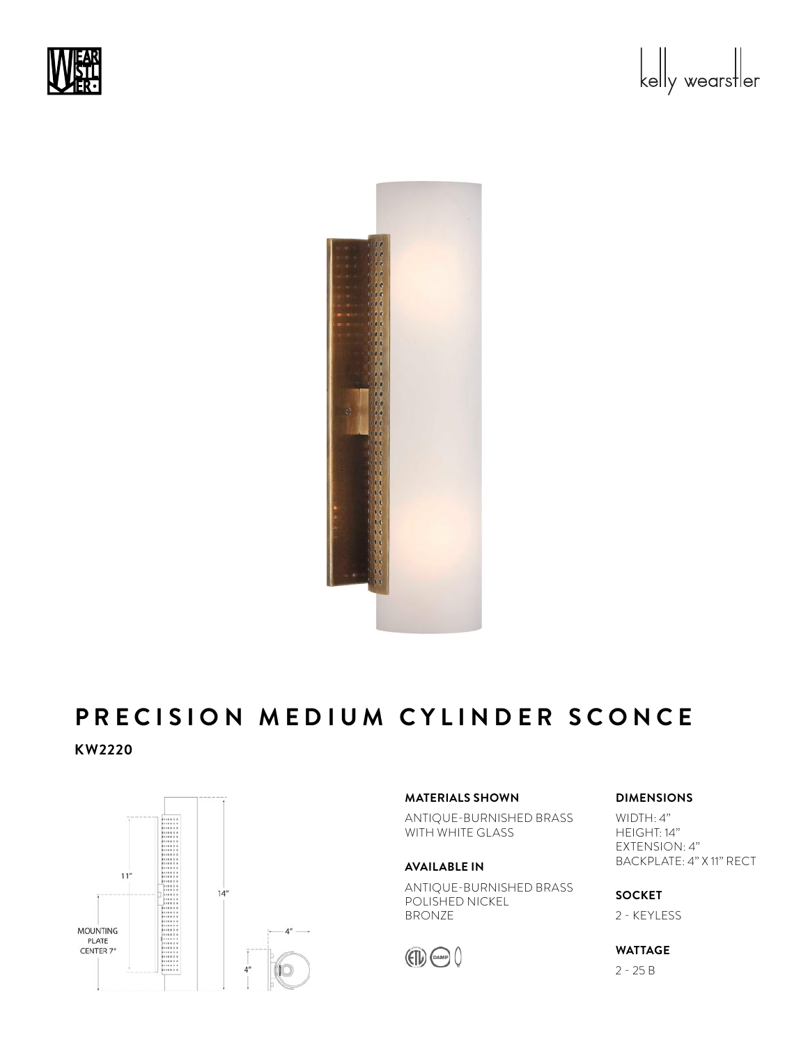# PRECISION MEDIUM CYLINDER SCONCE

**KW2220**

11"

14"

MOUNTING PLATE CENTER 7"

4"

4"

### MATERIALS SHOWN

ANTIQUE-BURNISHED BRASS
WITH WHITE GLASS

### AVAILABLE IN

ANTIQUE-BURNISHED BRASS
POLISHED NICKEL
BRONZE

### DIMENSIONS

WIDTH: 4"
HEIGHT: 14"
EXTENSION: 4"
BACKPLATE: 4" X 11" RECT

### SOCKET

2 - KEYLESS

### WATTAGE

2 - 25 B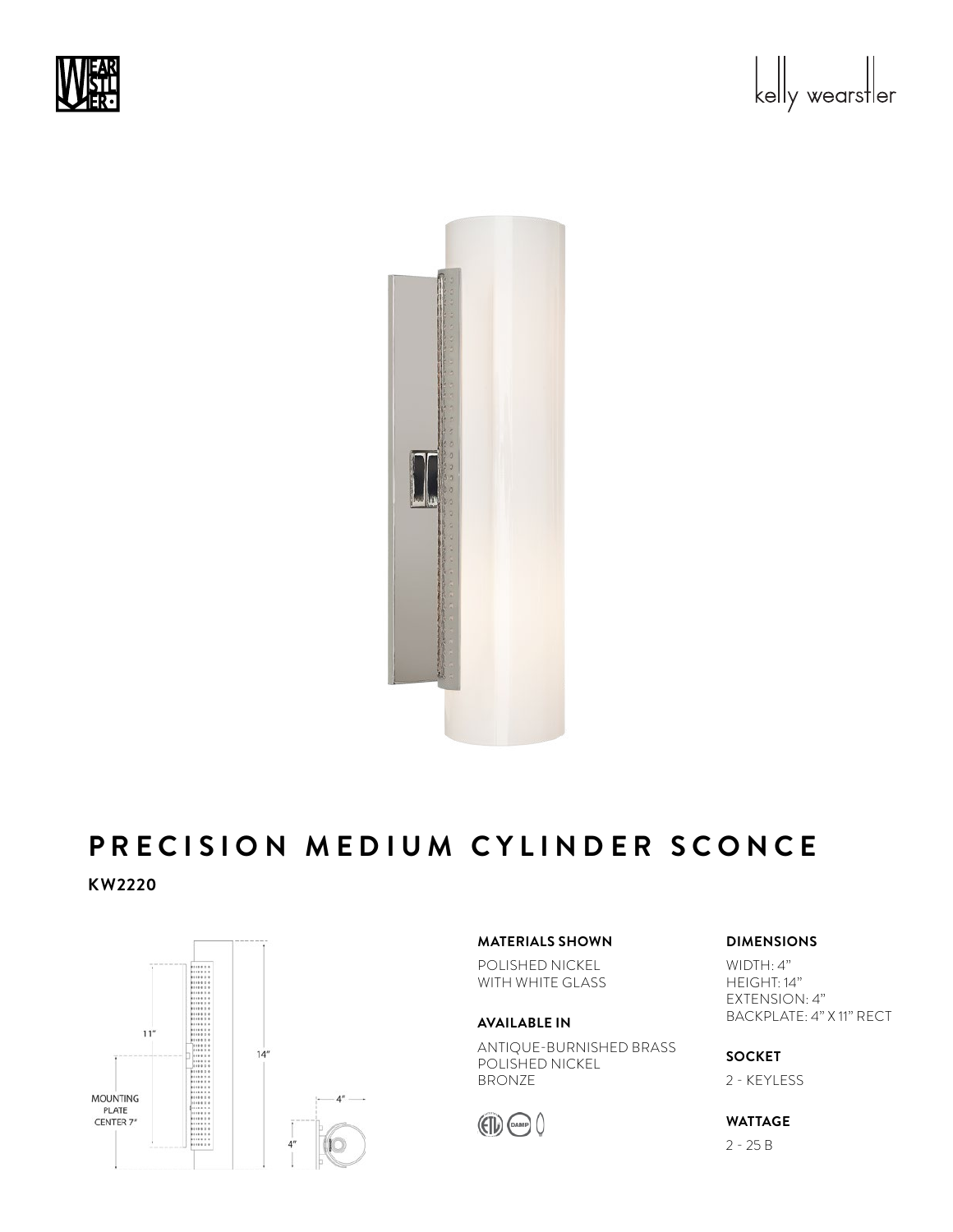# PRECISION MEDIUM CYLINDER SCONCE

**KW2220**

**MATERIALS SHOWN**

POLISHED NICKEL
WITH WHITE GLASS

**AVAILABLE IN**

ANTIQUE-BURNISHED BRASS
POLISHED NICKEL
BRONZE

**DIMENSIONS**

WIDTH: 4"
HEIGHT: 14"
EXTENSION: 4"
BACKPLATE: 4" X 11" RECT

**SOCKET**

2 - KEYLESS

**WATTAGE**

2 - 25 B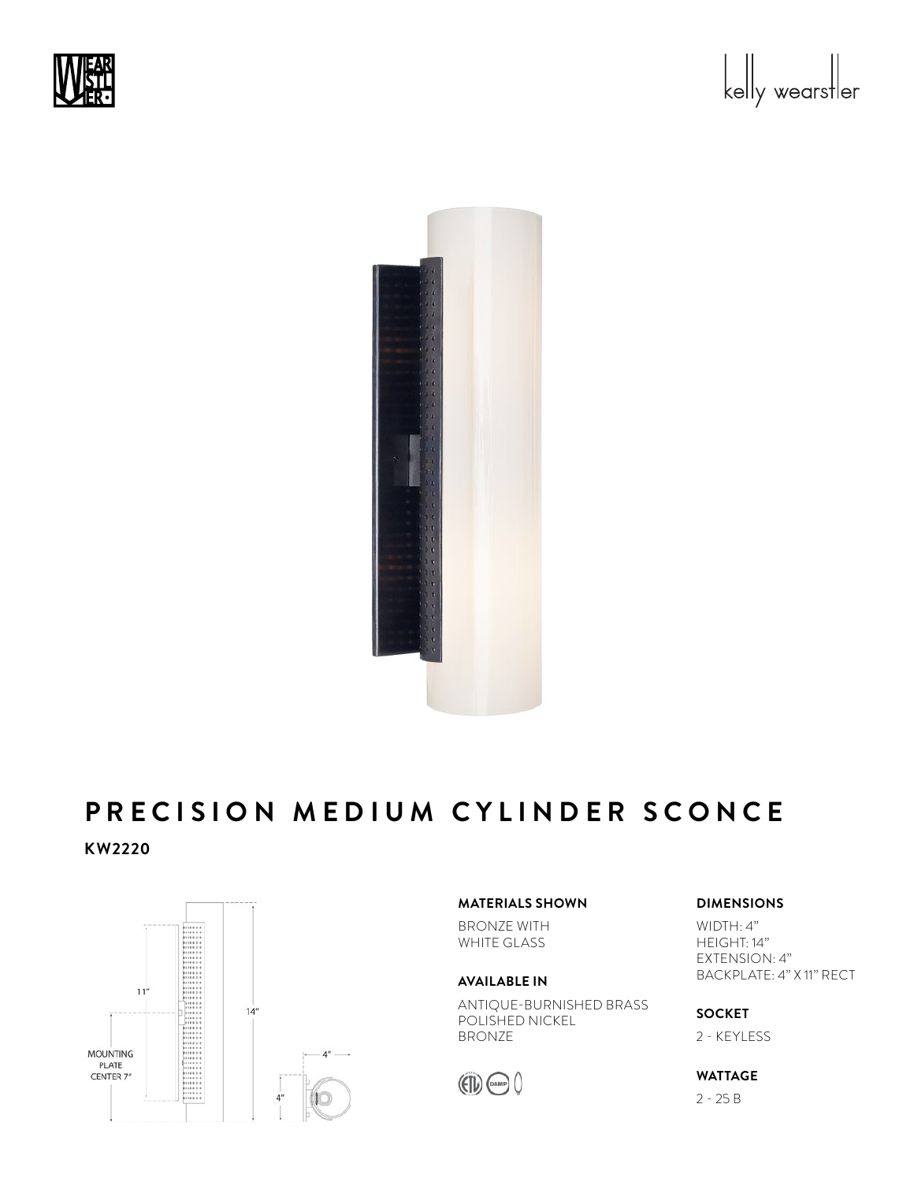kelly wearstler

# PRECISION MEDIUM CYLINDER SCONCE

**KW2220**

11"

14"

MOUNTING PLATE CENTER 7"

4"

4"

**MATERIALS SHOWN**

BRONZE WITH
WHITE GLASS

**AVAILABLE IN**

ANTIQUE-BURNISHED BRASS
POLISHED NICKEL
BRONZE

**DIMENSIONS**

WIDTH: 4"
HEIGHT: 14"
EXTENSION: 4"
BACKPLATE: 4" X 11" RECT

**SOCKET**

2 - KEYLESS

**WATTAGE**

2 - 25 B